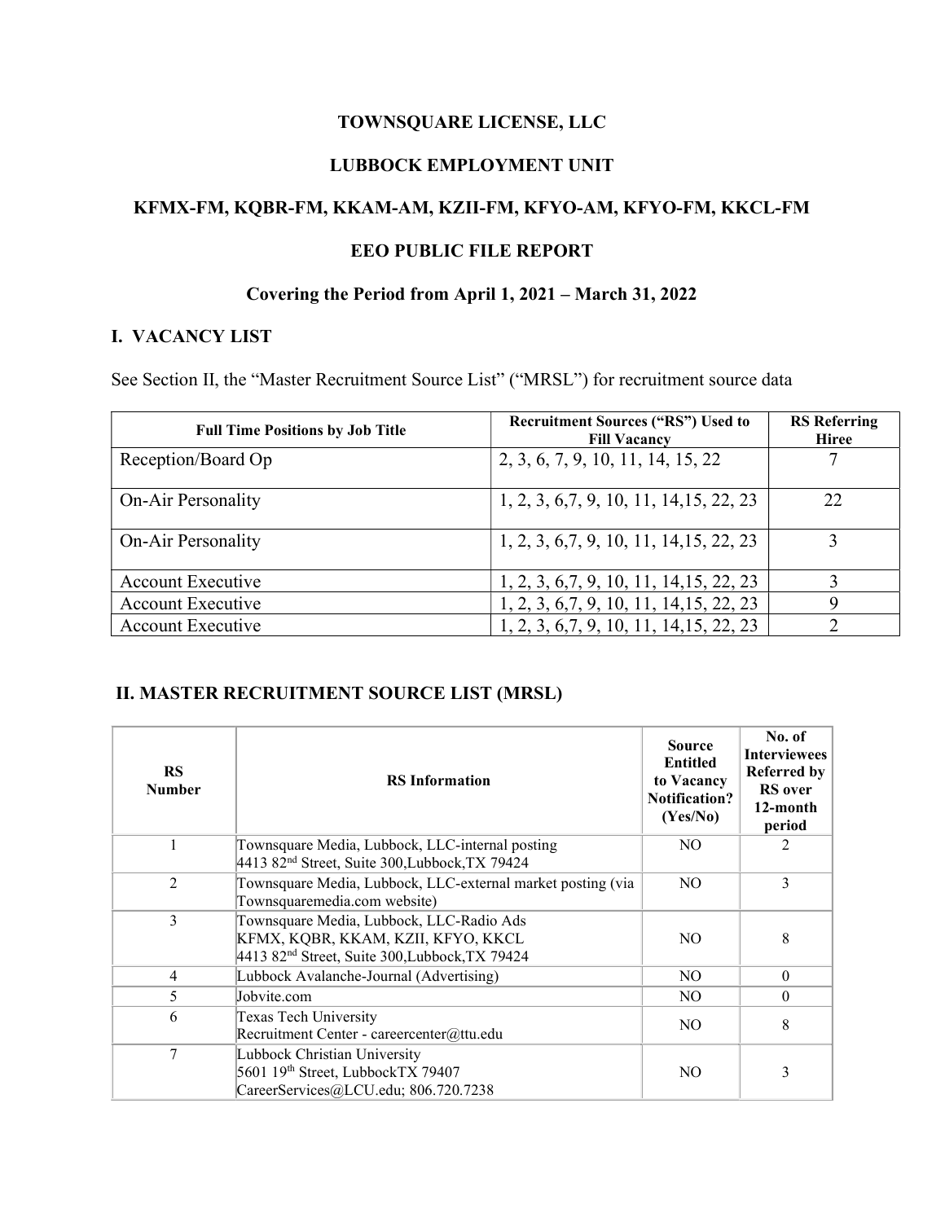**TOWNSQUARE LICENSE, LLC**

**LUBBOCK EMPLOYMENT UNIT**

**KFMX-FM, KQBR-FM, KKAM-AM, KZII-FM, KFYO-AM, KFYO-FM, KKCL-FM**

**EEO PUBLIC FILE REPORT**

**Covering the Period from April 1, 2021 – March 31, 2022**

## I. VACANCY LIST

See Section II, the "Master Recruitment Source List" ("MRSL") for recruitment source data

| Full Time Positions by Job Title | Recruitment Sources ("RS") Used to Fill Vacancy | RS Referring Hiree |
|---|---|---|
| Reception/Board Op | 2, 3, 6, 7, 9, 10, 11, 14, 15, 22 | 7 |
| On-Air Personality | 1, 2, 3, 6,7, 9, 10, 11, 14,15, 22, 23 | 22 |
| On-Air Personality | 1, 2, 3, 6,7, 9, 10, 11, 14,15, 22, 23 | 3 |
| Account Executive | 1, 2, 3, 6,7, 9, 10, 11, 14,15, 22, 23 | 3 |
| Account Executive | 1, 2, 3, 6,7, 9, 10, 11, 14,15, 22, 23 | 9 |
| Account Executive | 1, 2, 3, 6,7, 9, 10, 11, 14,15, 22, 23 | 2 |

## II. MASTER RECRUITMENT SOURCE LIST (MRSL)

| RS Number | RS Information | Source Entitled to Vacancy Notification? (Yes/No) | No. of Interviewees Referred by RS over 12-month period |
|---|---|---|---|
| 1 | Townsquare Media, Lubbock, LLC-internal posting<br>4413 82nd Street, Suite 300,Lubbock,TX 79424 | NO | 2 |
| 2 | Townsquare Media, Lubbock, LLC-external market posting (via Townsquaremedia.com website) | NO | 3 |
| 3 | Townsquare Media, Lubbock, LLC-Radio Ads<br>KFMX, KQBR, KKAM, KZII, KFYO, KKCL<br>4413 82nd Street, Suite 300,Lubbock,TX 79424 | NO | 8 |
| 4 | Lubbock Avalanche-Journal (Advertising) | NO | 0 |
| 5 | Jobvite.com | NO | 0 |
| 6 | Texas Tech University<br>Recruitment Center - careercenter@ttu.edu | NO | 8 |
| 7 | Lubbock Christian University<br>5601 19th Street, LubbockTX 79407<br>CareerServices@LCU.edu; 806.720.7238 | NO | 3 |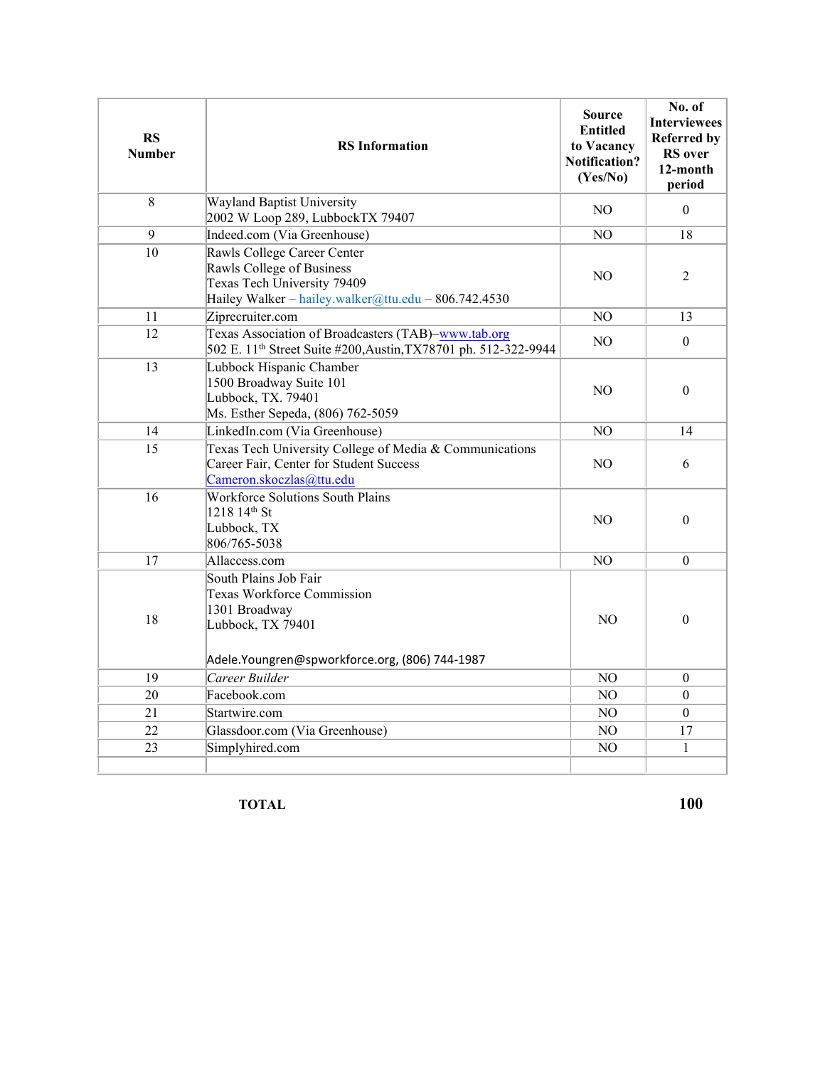| RS Number | RS Information | Source Entitled to Vacancy Notification? (Yes/No) | No. of Interviewees Referred by RS over 12-month period |
|---|---|---|---|
| 8 | Wayland Baptist University<br>2002 W Loop 289, LubbockTX 79407 | NO | 0 |
| 9 | Indeed.com (Via Greenhouse) | NO | 18 |
| 10 | Rawls College Career Center<br>Rawls College of Business<br>Texas Tech University 79409<br>Hailey Walker – hailey.walker@ttu.edu – 806.742.4530 | NO | 2 |
| 11 | Ziprecruiter.com | NO | 13 |
| 12 | Texas Association of Broadcasters (TAB)–www.tab.org<br>502 E. 11th Street Suite #200,Austin,TX78701 ph. 512-322-9944 | NO | 0 |
| 13 | Lubbock Hispanic Chamber<br>1500 Broadway Suite 101<br>Lubbock, TX. 79401<br>Ms. Esther Sepeda, (806) 762-5059 | NO | 0 |
| 14 | LinkedIn.com (Via Greenhouse) | NO | 14 |
| 15 | Texas Tech University College of Media & Communications Career Fair, Center for Student Success<br>Cameron.skoczlas@ttu.edu | NO | 6 |
| 16 | Workforce Solutions South Plains<br>1218 14th St<br>Lubbock, TX<br>806/765-5038 | NO | 0 |
| 17 | Allaccess.com | NO | 0 |
| 18 | South Plains Job Fair<br>Texas Workforce Commission<br>1301 Broadway<br>Lubbock, TX 79401<br><br>Adele.Youngren@spworkforce.org, (806) 744-1987 | NO | 0 |
| 19 | *Career Builder* | NO | 0 |
| 20 | Facebook.com | NO | 0 |
| 21 | Startwire.com | NO | 0 |
| 22 | Glassdoor.com (Via Greenhouse) | NO | 17 |
| 23 | Simplyhired.com | NO | 1 |
| | | | |

**TOTAL** **100**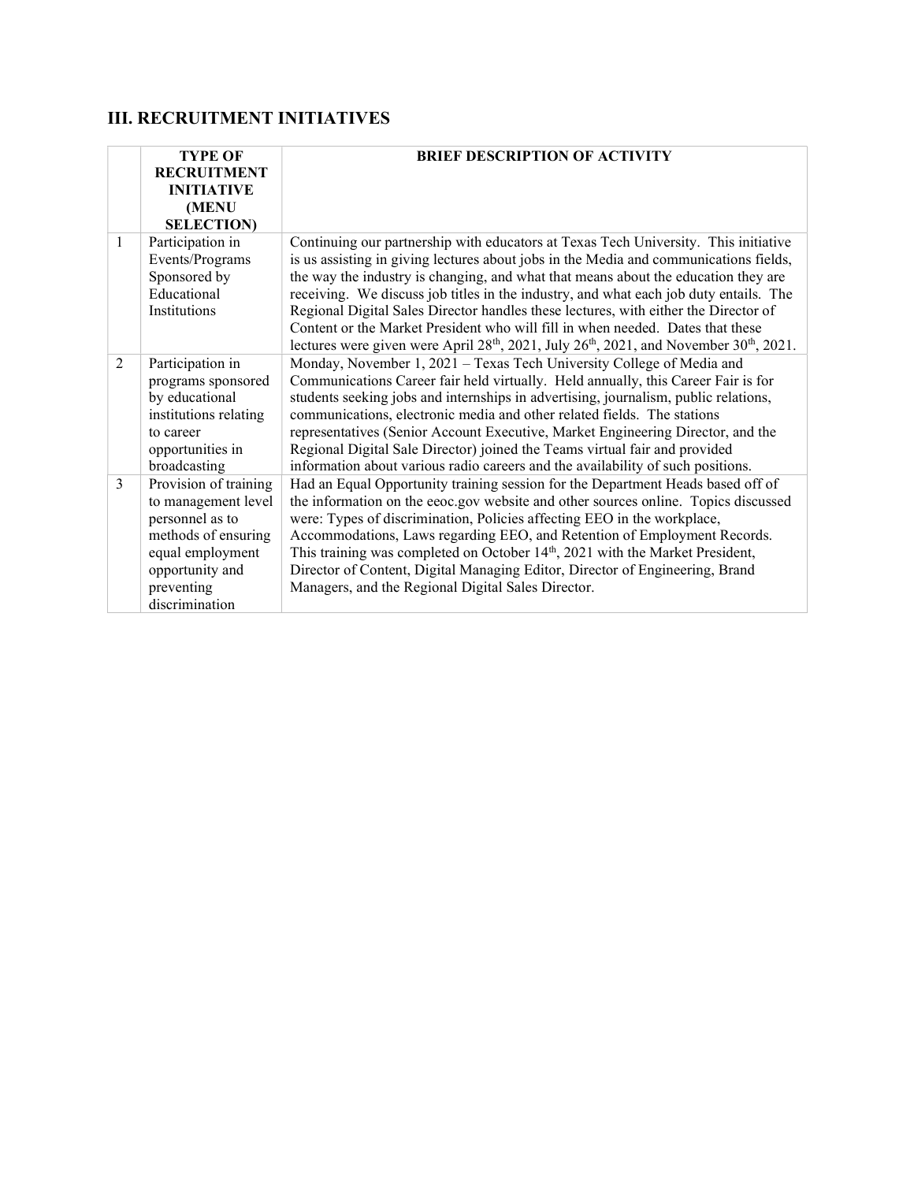## III. RECRUITMENT INITIATIVES

| | TYPE OF RECRUITMENT INITIATIVE (MENU SELECTION) | BRIEF DESCRIPTION OF ACTIVITY |
|---|---|---|
| 1 | Participation in Events/Programs Sponsored by Educational Institutions | Continuing our partnership with educators at Texas Tech University. This initiative is us assisting in giving lectures about jobs in the Media and communications fields, the way the industry is changing, and what that means about the education they are receiving. We discuss job titles in the industry, and what each job duty entails. The Regional Digital Sales Director handles these lectures, with either the Director of Content or the Market President who will fill in when needed. Dates that these lectures were given were April 28th, 2021, July 26th, 2021, and November 30th, 2021. |
| 2 | Participation in programs sponsored by educational institutions relating to career opportunities in broadcasting | Monday, November 1, 2021 – Texas Tech University College of Media and Communications Career fair held virtually. Held annually, this Career Fair is for students seeking jobs and internships in advertising, journalism, public relations, communications, electronic media and other related fields. The stations representatives (Senior Account Executive, Market Engineering Director, and the Regional Digital Sale Director) joined the Teams virtual fair and provided information about various radio careers and the availability of such positions. |
| 3 | Provision of training to management level personnel as to methods of ensuring equal employment opportunity and preventing discrimination | Had an Equal Opportunity training session for the Department Heads based off of the information on the eeoc.gov website and other sources online. Topics discussed were: Types of discrimination, Policies affecting EEO in the workplace, Accommodations, Laws regarding EEO, and Retention of Employment Records. This training was completed on October 14th, 2021 with the Market President, Director of Content, Digital Managing Editor, Director of Engineering, Brand Managers, and the Regional Digital Sales Director. |